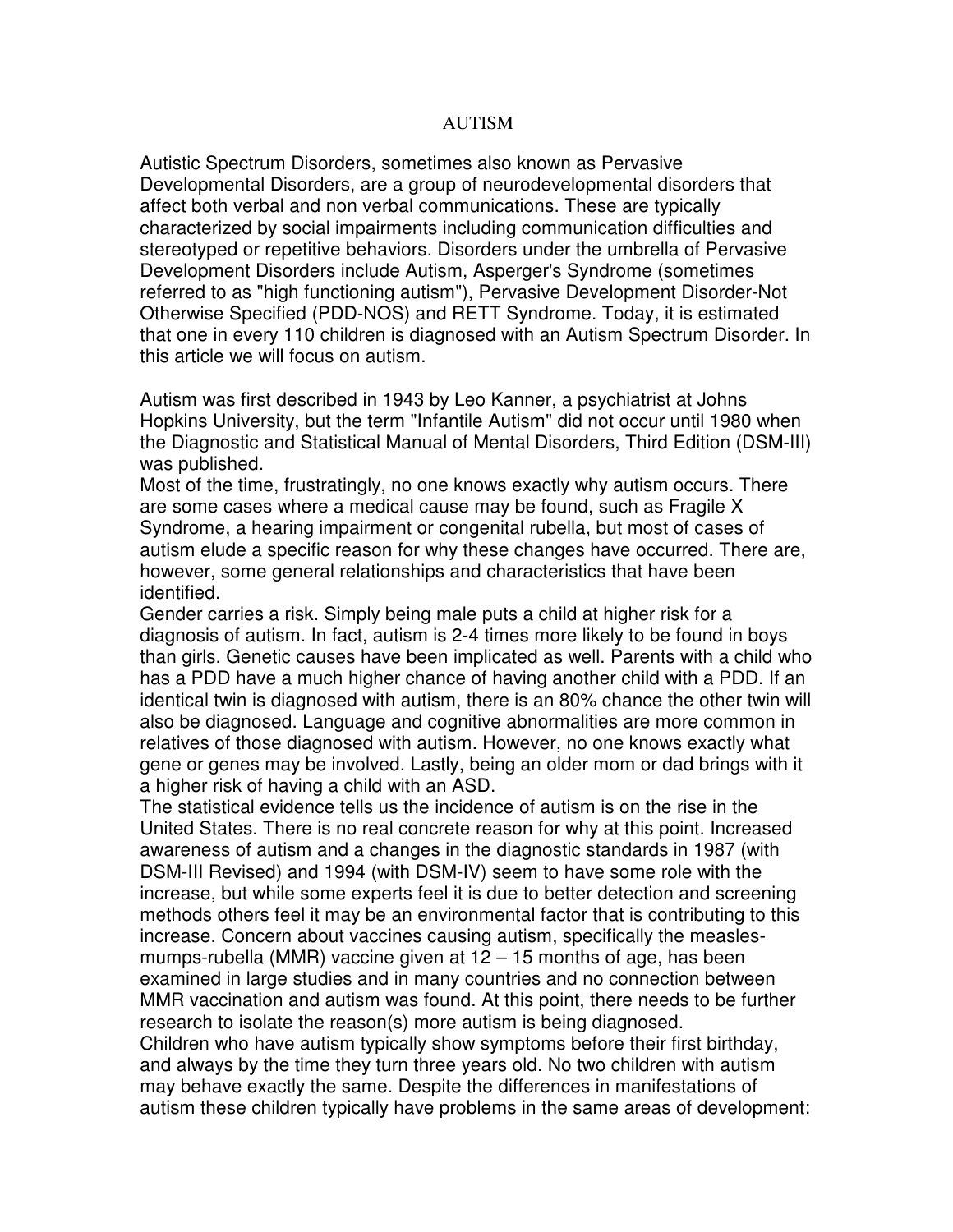# AUTISM

Autistic Spectrum Disorders, sometimes also known as Pervasive Developmental Disorders, are a group of neurodevelopmental disorders that affect both verbal and non verbal communications. These are typically characterized by social impairments including communication difficulties and stereotyped or repetitive behaviors. Disorders under the umbrella of Pervasive Development Disorders include Autism, Asperger's Syndrome (sometimes referred to as "high functioning autism"), Pervasive Development Disorder-Not Otherwise Specified (PDD-NOS) and RETT Syndrome. Today, it is estimated that one in every 110 children is diagnosed with an Autism Spectrum Disorder. In this article we will focus on autism.

Autism was first described in 1943 by Leo Kanner, a psychiatrist at Johns Hopkins University, but the term "Infantile Autism" did not occur until 1980 when the Diagnostic and Statistical Manual of Mental Disorders, Third Edition (DSM-III) was published.

Most of the time, frustratingly, no one knows exactly why autism occurs. There are some cases where a medical cause may be found, such as Fragile X Syndrome, a hearing impairment or congenital rubella, but most of cases of autism elude a specific reason for why these changes have occurred. There are, however, some general relationships and characteristics that have been identified.

Gender carries a risk. Simply being male puts a child at higher risk for a diagnosis of autism. In fact, autism is 2-4 times more likely to be found in boys than girls. Genetic causes have been implicated as well. Parents with a child who has a PDD have a much higher chance of having another child with a PDD. If an identical twin is diagnosed with autism, there is an 80% chance the other twin will also be diagnosed. Language and cognitive abnormalities are more common in relatives of those diagnosed with autism. However, no one knows exactly what gene or genes may be involved. Lastly, being an older mom or dad brings with it a higher risk of having a child with an ASD.

The statistical evidence tells us the incidence of autism is on the rise in the United States. There is no real concrete reason for why at this point. Increased awareness of autism and a changes in the diagnostic standards in 1987 (with DSM-III Revised) and 1994 (with DSM-IV) seem to have some role with the increase, but while some experts feel it is due to better detection and screening methods others feel it may be an environmental factor that is contributing to this increase. Concern about vaccines causing autism, specifically the measles-mumps-rubella (MMR) vaccine given at 12 – 15 months of age, has been examined in large studies and in many countries and no connection between MMR vaccination and autism was found. At this point, there needs to be further research to isolate the reason(s) more autism is being diagnosed.

Children who have autism typically show symptoms before their first birthday, and always by the time they turn three years old. No two children with autism may behave exactly the same. Despite the differences in manifestations of autism these children typically have problems in the same areas of development: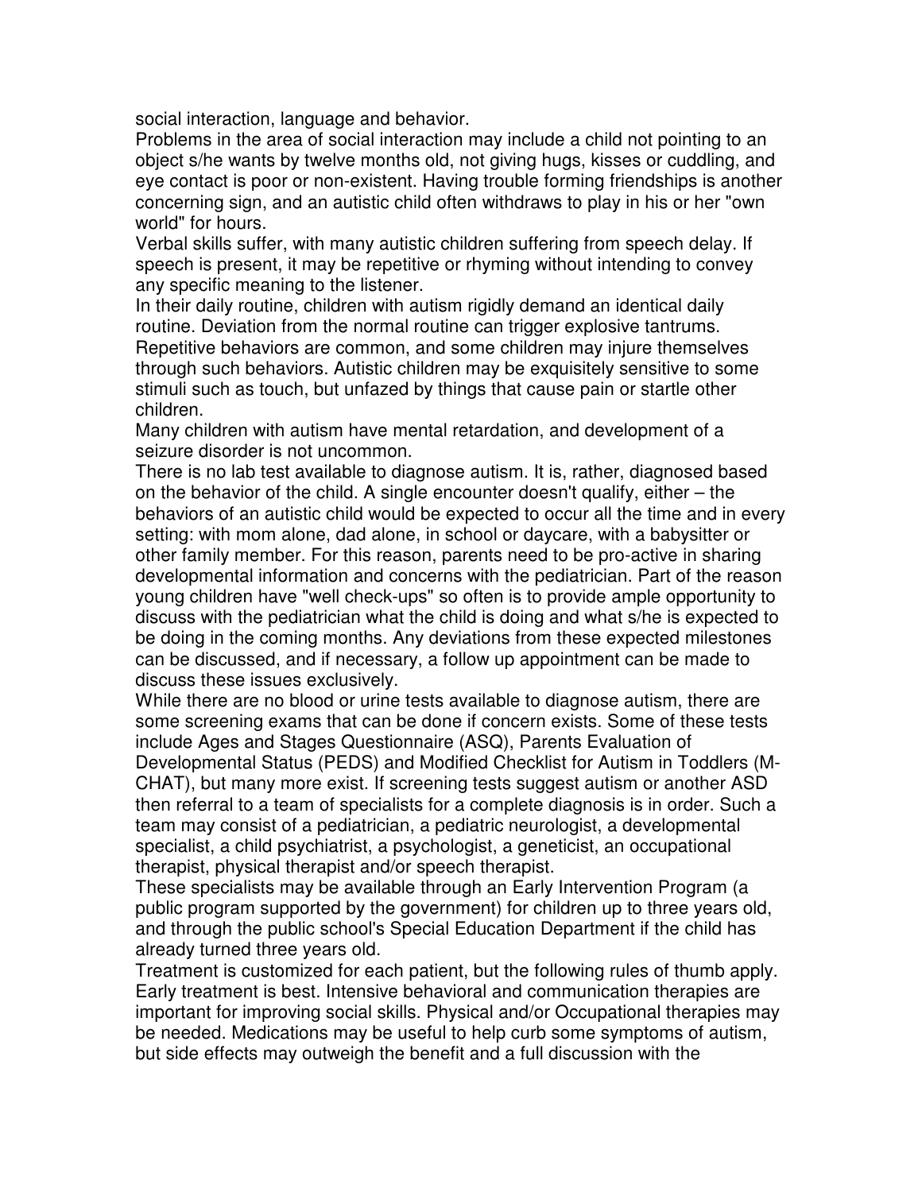social interaction, language and behavior.

Problems in the area of social interaction may include a child not pointing to an object s/he wants by twelve months old, not giving hugs, kisses or cuddling, and eye contact is poor or non-existent. Having trouble forming friendships is another concerning sign, and an autistic child often withdraws to play in his or her "own world" for hours.

Verbal skills suffer, with many autistic children suffering from speech delay. If speech is present, it may be repetitive or rhyming without intending to convey any specific meaning to the listener.

In their daily routine, children with autism rigidly demand an identical daily routine. Deviation from the normal routine can trigger explosive tantrums. Repetitive behaviors are common, and some children may injure themselves through such behaviors. Autistic children may be exquisitely sensitive to some stimuli such as touch, but unfazed by things that cause pain or startle other children.

Many children with autism have mental retardation, and development of a seizure disorder is not uncommon.

There is no lab test available to diagnose autism. It is, rather, diagnosed based on the behavior of the child. A single encounter doesn't qualify, either – the behaviors of an autistic child would be expected to occur all the time and in every setting: with mom alone, dad alone, in school or daycare, with a babysitter or other family member. For this reason, parents need to be pro-active in sharing developmental information and concerns with the pediatrician. Part of the reason young children have "well check-ups" so often is to provide ample opportunity to discuss with the pediatrician what the child is doing and what s/he is expected to be doing in the coming months. Any deviations from these expected milestones can be discussed, and if necessary, a follow up appointment can be made to discuss these issues exclusively.

While there are no blood or urine tests available to diagnose autism, there are some screening exams that can be done if concern exists. Some of these tests include Ages and Stages Questionnaire (ASQ), Parents Evaluation of Developmental Status (PEDS) and Modified Checklist for Autism in Toddlers (M-CHAT), but many more exist. If screening tests suggest autism or another ASD then referral to a team of specialists for a complete diagnosis is in order. Such a team may consist of a pediatrician, a pediatric neurologist, a developmental specialist, a child psychiatrist, a psychologist, a geneticist, an occupational therapist, physical therapist and/or speech therapist.

These specialists may be available through an Early Intervention Program (a public program supported by the government) for children up to three years old, and through the public school's Special Education Department if the child has already turned three years old.

Treatment is customized for each patient, but the following rules of thumb apply. Early treatment is best. Intensive behavioral and communication therapies are important for improving social skills. Physical and/or Occupational therapies may be needed. Medications may be useful to help curb some symptoms of autism, but side effects may outweigh the benefit and a full discussion with the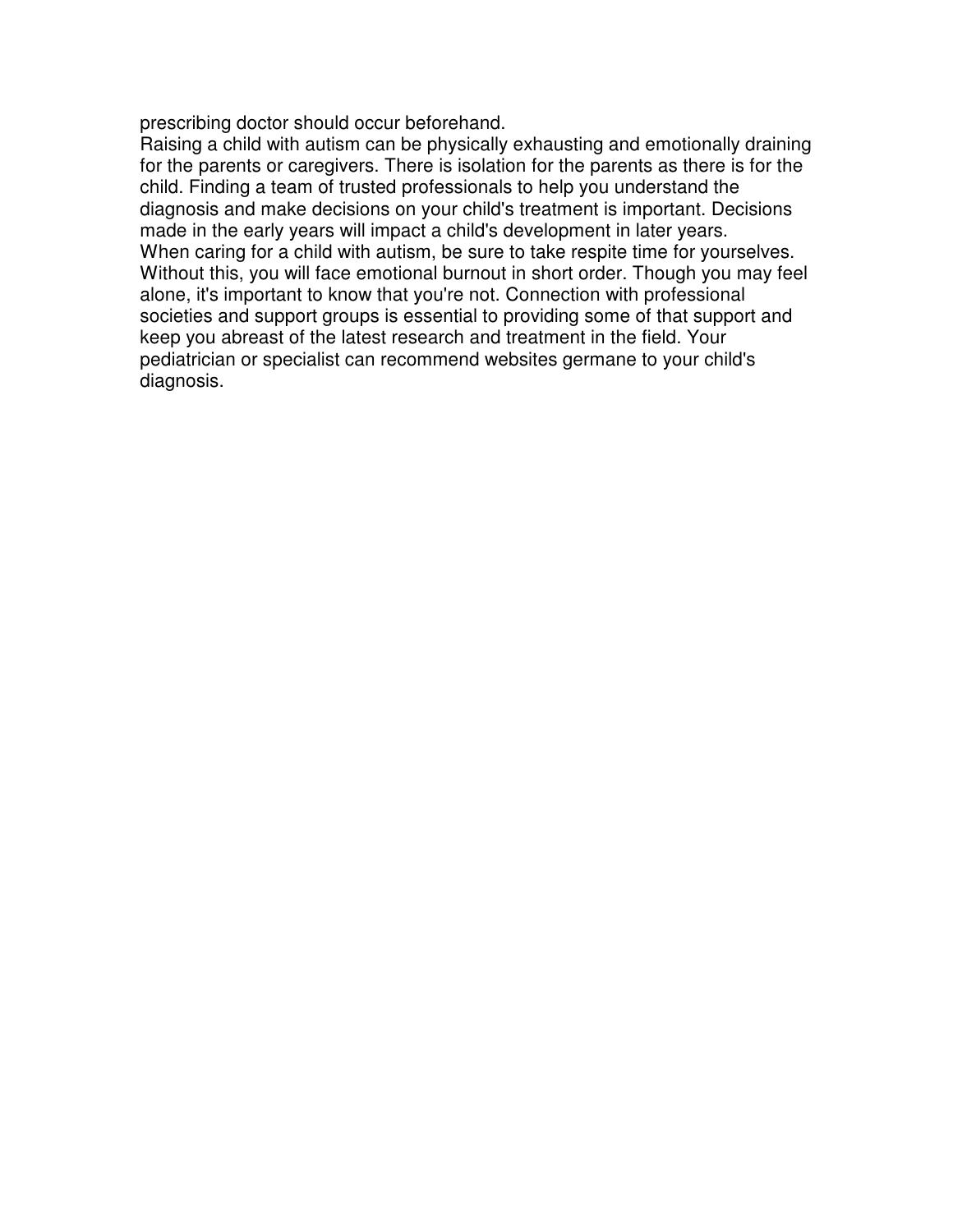prescribing doctor should occur beforehand.

Raising a child with autism can be physically exhausting and emotionally draining for the parents or caregivers. There is isolation for the parents as there is for the child. Finding a team of trusted professionals to help you understand the diagnosis and make decisions on your child's treatment is important. Decisions made in the early years will impact a child's development in later years.

When caring for a child with autism, be sure to take respite time for yourselves. Without this, you will face emotional burnout in short order. Though you may feel alone, it's important to know that you're not. Connection with professional societies and support groups is essential to providing some of that support and keep you abreast of the latest research and treatment in the field. Your pediatrician or specialist can recommend websites germane to your child's diagnosis.